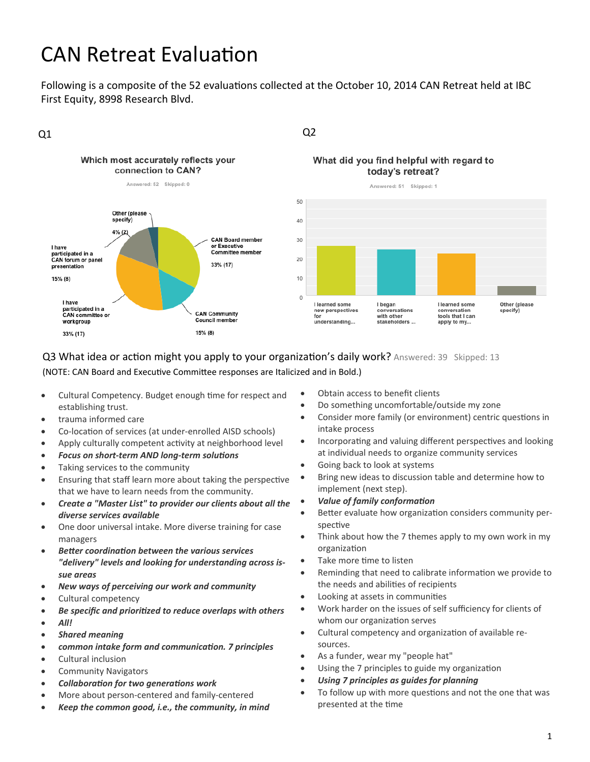# CAN Retreat Evaluation

Following is a composite of the 52 evaluations collected at the October 10, 2014 CAN Retreat held at IBC First Equity, 8998 Research Blvd.

Q1

**Which most accurately reflects your connection to CAN?**

Answered: 52 Skipped: 0

- CAN Board member or Executive Committee member: 33% (17)
- CAN Community Council member: 15% (8)
- I have participated in a CAN committee or workgroup: 33% (17)
- I have participated in a CAN forum or panel presentation: 15% (8)
- Other (please specify): 4% (2)

Q2

**What did you find helpful with regard to today's retreat?**

Answered: 51 Skipped: 1

- I learned some new perspectives for understanding...
- I began conversations with other stakeholders ...
- I learned some conversation tools that I can apply to my...
- Other (please specify)

Q3 What idea or action might you apply to your organization's daily work? Answered: 39 Skipped: 13

(NOTE: CAN Board and Executive Committee responses are Italicized and in Bold.)

- Cultural Competency. Budget enough time for respect and establishing trust.
- trauma informed care
- Co-location of services (at under-enrolled AISD schools)
- Apply culturally competent activity at neighborhood level
- ***Focus on short-term AND long-term solutions***
- Taking services to the community
- Ensuring that staff learn more about taking the perspective that we have to learn needs from the community.
- ***Create a "Master List" to provider our clients about all the diverse services available***
- One door universal intake. More diverse training for case managers
- ***Better coordination between the various services "delivery" levels and looking for understanding across issue areas***
- ***New ways of perceiving our work and community***
- Cultural competency
- ***Be specific and prioritized to reduce overlaps with others***
- ***All!***
- ***Shared meaning***
- ***common intake form and communication. 7 principles***
- Cultural inclusion
- Community Navigators
- ***Collaboration for two generations work***
- More about person-centered and family-centered
- ***Keep the common good, i.e., the community, in mind***
- Obtain access to benefit clients
- Do something uncomfortable/outside my zone
- Consider more family (or environment) centric questions in intake process
- Incorporating and valuing different perspectives and looking at individual needs to organize community services
- Going back to look at systems
- Bring new ideas to discussion table and determine how to implement (next step).
- ***Value of family conformation***
- Better evaluate how organization considers community perspective
- Think about how the 7 themes apply to my own work in my organization
- Take more time to listen
- Reminding that need to calibrate information we provide to the needs and abilities of recipients
- Looking at assets in communities
- Work harder on the issues of self sufficiency for clients of whom our organization serves
- Cultural competency and organization of available resources.
- As a funder, wear my "people hat"
- Using the 7 principles to guide my organization
- ***Using 7 principles as guides for planning***
- To follow up with more questions and not the one that was presented at the time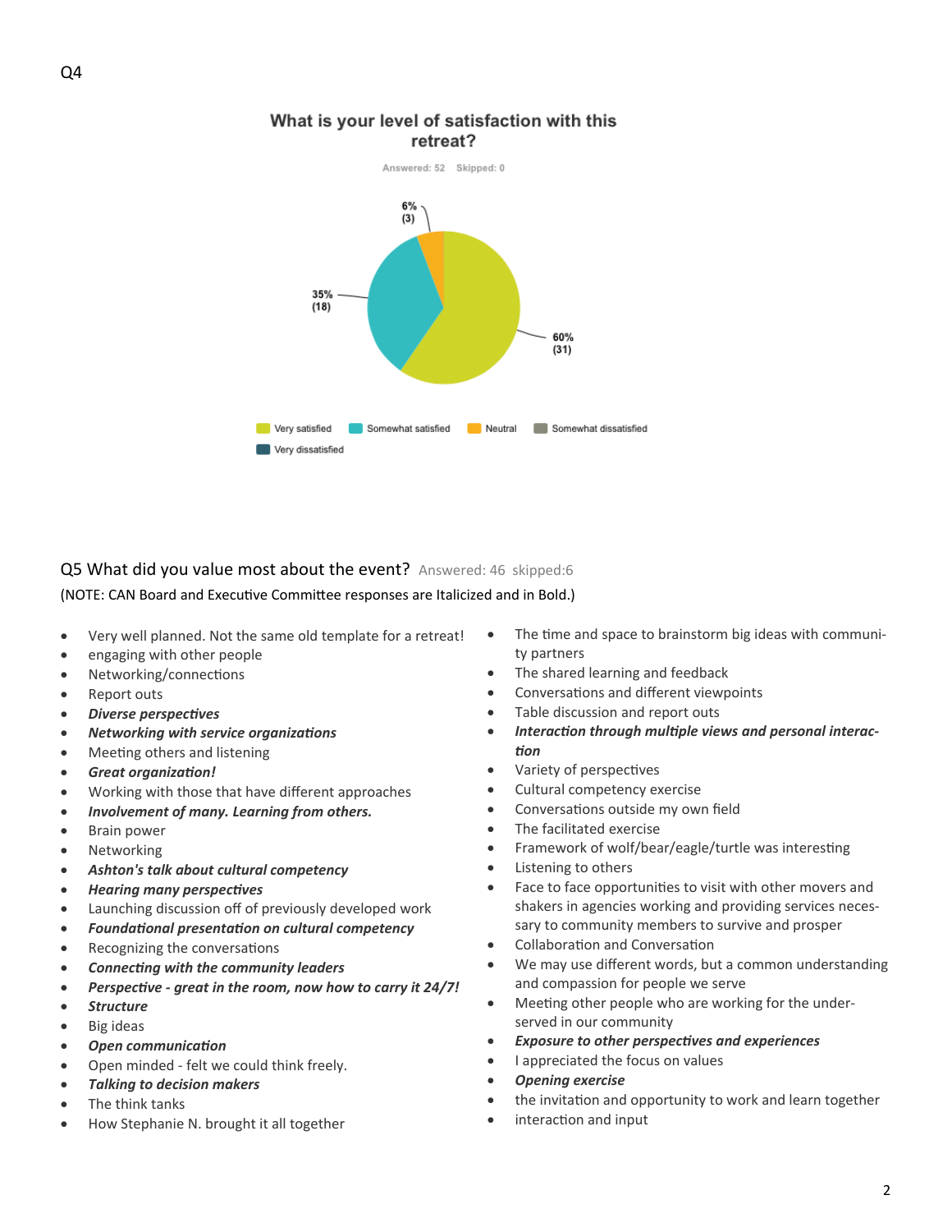Q4

**What is your level of satisfaction with this retreat?**

Answered: 52 Skipped: 0

6% (3)

35% (18)

60% (31)

Very satisfied | Somewhat satisfied | Neutral | Somewhat dissatisfied | Very dissatisfied

Q5 What did you value most about the event? Answered: 46 skipped:6

(NOTE: CAN Board and Executive Committee responses are Italicized and in Bold.)

- Very well planned. Not the same old template for a retreat!
- engaging with other people
- Networking/connections
- Report outs
- ***Diverse perspectives***
- ***Networking with service organizations***
- Meeting others and listening
- ***Great organization!***
- Working with those that have different approaches
- ***Involvement of many. Learning from others.***
- Brain power
- Networking
- ***Ashton's talk about cultural competency***
- ***Hearing many perspectives***
- Launching discussion off of previously developed work
- ***Foundational presentation on cultural competency***
- Recognizing the conversations
- ***Connecting with the community leaders***
- ***Perspective - great in the room, now how to carry it 24/7!***
- ***Structure***
- Big ideas
- ***Open communication***
- Open minded - felt we could think freely.
- ***Talking to decision makers***
- The think tanks
- How Stephanie N. brought it all together
- The time and space to brainstorm big ideas with community partners
- The shared learning and feedback
- Conversations and different viewpoints
- Table discussion and report outs
- ***Interaction through multiple views and personal interaction***
- Variety of perspectives
- Cultural competency exercise
- Conversations outside my own field
- The facilitated exercise
- Framework of wolf/bear/eagle/turtle was interesting
- Listening to others
- Face to face opportunities to visit with other movers and shakers in agencies working and providing services necessary to community members to survive and prosper
- Collaboration and Conversation
- We may use different words, but a common understanding and compassion for people we serve
- Meeting other people who are working for the underserved in our community
- ***Exposure to other perspectives and experiences***
- I appreciated the focus on values
- ***Opening exercise***
- the invitation and opportunity to work and learn together
- interaction and input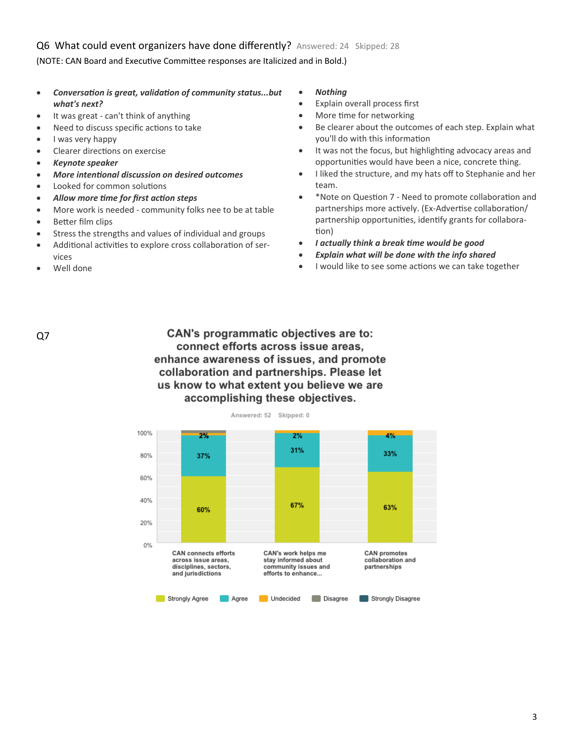### Q6 What could event organizers have done differently? Answered: 24 Skipped: 28

(NOTE: CAN Board and Executive Committee responses are Italicized and in Bold.)

- ***Conversation is great, validation of community status...but what's next?***
- It was great - can't think of anything
- Need to discuss specific actions to take
- I was very happy
- Clearer directions on exercise
- ***Keynote speaker***
- ***More intentional discussion on desired outcomes***
- Looked for common solutions
- ***Allow more time for first action steps***
- More work is needed - community folks nee to be at table
- Better film clips
- Stress the strengths and values of individual and groups
- Additional activities to explore cross collaboration of services
- Well done
- ***Nothing***
- Explain overall process first
- More time for networking
- Be clearer about the outcomes of each step. Explain what you'll do with this information
- It was not the focus, but highlighting advocacy areas and opportunities would have been a nice, concrete thing.
- I liked the structure, and my hats off to Stephanie and her team.
- *Note on Question 7 - Need to promote collaboration and partnerships more actively. (Ex-Advertise collaboration/ partnership opportunities, identify grants for collaboration)
- ***I actually think a break time would be good***
- ***Explain what will be done with the info shared***
- I would like to see some actions we can take together

### Q7

**CAN's programmatic objectives are to: connect efforts across issue areas, enhance awareness of issues, and promote collaboration and partnerships. Please let us know to what extent you believe we are accomplishing these objectives.**

Answered: 52 Skipped: 0

100%
80%
60%
40%
20%
0%

CAN connects efforts across issue areas, disciplines, sectors, and jurisdictions: 60%, 37%, 2%

CAN's work helps me stay informed about community issues and efforts to enhance...: 67%, 31%, 2%

CAN promotes collaboration and partnerships: 63%, 33%, 4%

Strongly Agree, Agree, Undecided, Disagree, Strongly Disagree